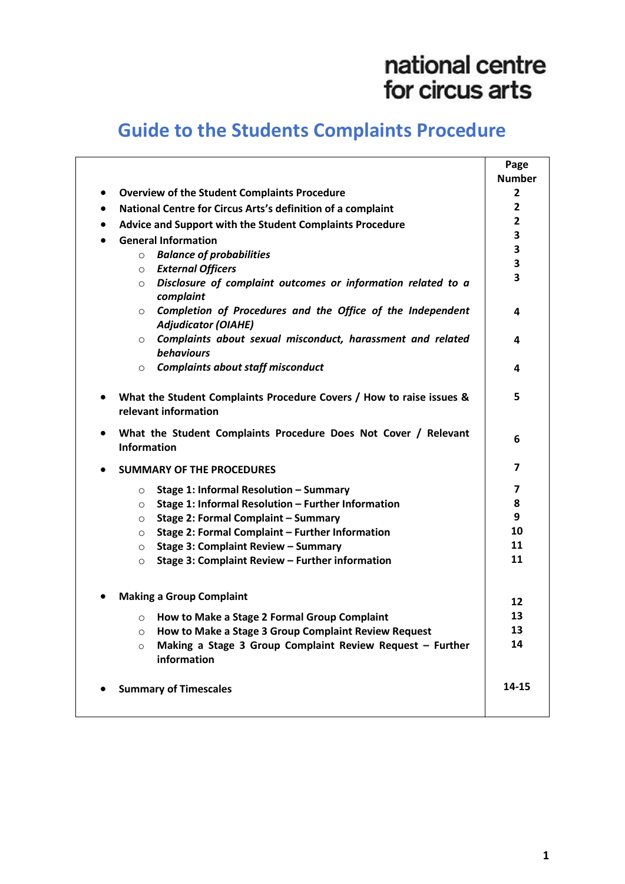national centre
for circus arts

# Guide to the Students Complaints Procedure

| | Page Number |
|---|---|
| • **Overview of the Student Complaints Procedure** | **2** |
| • **National Centre for Circus Arts's definition of a complaint** | **2** |
| • **Advice and Support with the Student Complaints Procedure** | **2** |
| • **General Information** | **3** |
| ○ ***Balance of probabilities*** | **3** |
| ○ ***External Officers*** | **3** |
| ○ ***Disclosure of complaint outcomes or information related to a complaint*** | **3** |
| ○ ***Completion of Procedures and the Office of the Independent Adjudicator (OIAHE)*** | **4** |
| ○ ***Complaints about sexual misconduct, harassment and related behaviours*** | **4** |
| ○ ***Complaints about staff misconduct*** | **4** |
| • **What the Student Complaints Procedure Covers / How to raise issues & relevant information** | **5** |
| • **What the Student Complaints Procedure Does Not Cover / Relevant Information** | **6** |
| • **SUMMARY OF THE PROCEDURES** | **7** |
| ○ **Stage 1: Informal Resolution – Summary** | **7** |
| ○ **Stage 1: Informal Resolution – Further Information** | **8** |
| ○ **Stage 2: Formal Complaint – Summary** | **9** |
| ○ **Stage 2: Formal Complaint – Further Information** | **10** |
| ○ **Stage 3: Complaint Review – Summary** | **11** |
| ○ **Stage 3: Complaint Review – Further information** | **11** |
| • **Making a Group Complaint** | **12** |
| ○ **How to Make a Stage 2 Formal Group Complaint** | **13** |
| ○ **How to Make a Stage 3 Group Complaint Review Request** | **13** |
| ○ **Making a Stage 3 Group Complaint Review Request – Further information** | **14** |
| • **Summary of Timescales** | **14-15** |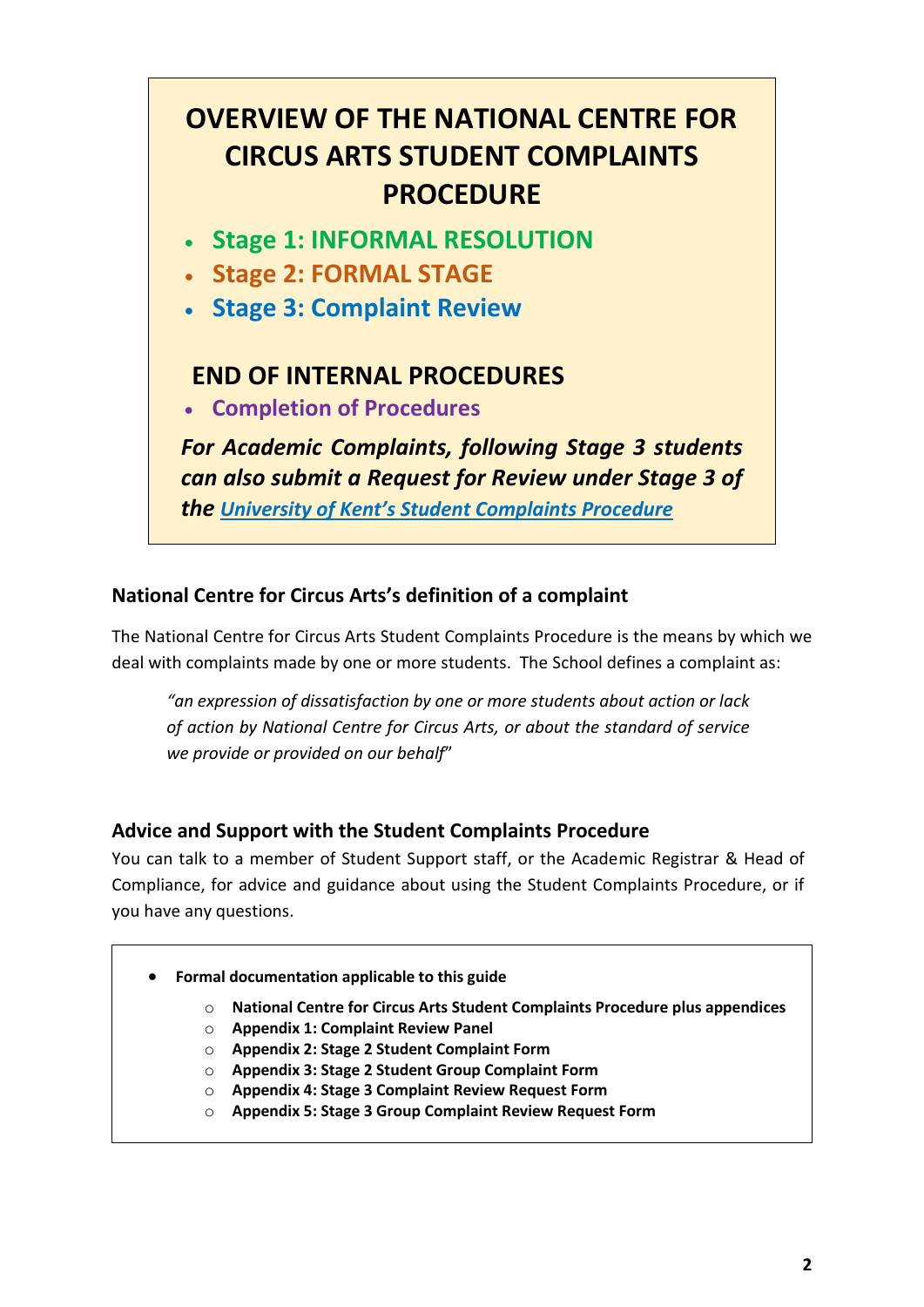# OVERVIEW OF THE NATIONAL CENTRE FOR CIRCUS ARTS STUDENT COMPLAINTS PROCEDURE

- **Stage 1: INFORMAL RESOLUTION**
- **Stage 2: FORMAL STAGE**
- **Stage 3: Complaint Review**

## END OF INTERNAL PROCEDURES

- **Completion of Procedures**

***For Academic Complaints, following Stage 3 students can also submit a Request for Review under Stage 3 of the University of Kent's Student Complaints Procedure***

### National Centre for Circus Arts's definition of a complaint

The National Centre for Circus Arts Student Complaints Procedure is the means by which we deal with complaints made by one or more students. The School defines a complaint as:

> *"an expression of dissatisfaction by one or more students about action or lack of action by National Centre for Circus Arts, or about the standard of service we provide or provided on our behalf"*

### Advice and Support with the Student Complaints Procedure

You can talk to a member of Student Support staff, or the Academic Registrar & Head of Compliance, for advice and guidance about using the Student Complaints Procedure, or if you have any questions.

- **Formal documentation applicable to this guide**
  - **National Centre for Circus Arts Student Complaints Procedure plus appendices**
  - **Appendix 1: Complaint Review Panel**
  - **Appendix 2: Stage 2 Student Complaint Form**
  - **Appendix 3: Stage 2 Student Group Complaint Form**
  - **Appendix 4: Stage 3 Complaint Review Request Form**
  - **Appendix 5: Stage 3 Group Complaint Review Request Form**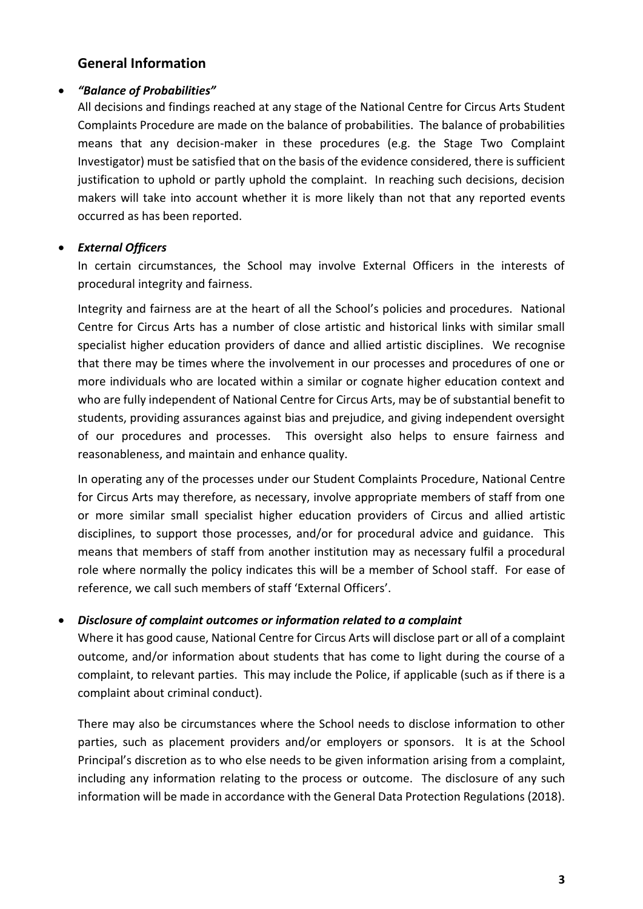## General Information

- ***"Balance of Probabilities"***

  All decisions and findings reached at any stage of the National Centre for Circus Arts Student Complaints Procedure are made on the balance of probabilities. The balance of probabilities means that any decision-maker in these procedures (e.g. the Stage Two Complaint Investigator) must be satisfied that on the basis of the evidence considered, there is sufficient justification to uphold or partly uphold the complaint. In reaching such decisions, decision makers will take into account whether it is more likely than not that any reported events occurred as has been reported.

- ***External Officers***

  In certain circumstances, the School may involve External Officers in the interests of procedural integrity and fairness.

  Integrity and fairness are at the heart of all the School's policies and procedures. National Centre for Circus Arts has a number of close artistic and historical links with similar small specialist higher education providers of dance and allied artistic disciplines. We recognise that there may be times where the involvement in our processes and procedures of one or more individuals who are located within a similar or cognate higher education context and who are fully independent of National Centre for Circus Arts, may be of substantial benefit to students, providing assurances against bias and prejudice, and giving independent oversight of our procedures and processes. This oversight also helps to ensure fairness and reasonableness, and maintain and enhance quality.

  In operating any of the processes under our Student Complaints Procedure, National Centre for Circus Arts may therefore, as necessary, involve appropriate members of staff from one or more similar small specialist higher education providers of Circus and allied artistic disciplines, to support those processes, and/or for procedural advice and guidance. This means that members of staff from another institution may as necessary fulfil a procedural role where normally the policy indicates this will be a member of School staff. For ease of reference, we call such members of staff 'External Officers'.

- ***Disclosure of complaint outcomes or information related to a complaint***

  Where it has good cause, National Centre for Circus Arts will disclose part or all of a complaint outcome, and/or information about students that has come to light during the course of a complaint, to relevant parties. This may include the Police, if applicable (such as if there is a complaint about criminal conduct).

  There may also be circumstances where the School needs to disclose information to other parties, such as placement providers and/or employers or sponsors. It is at the School Principal's discretion as to who else needs to be given information arising from a complaint, including any information relating to the process or outcome. The disclosure of any such information will be made in accordance with the General Data Protection Regulations (2018).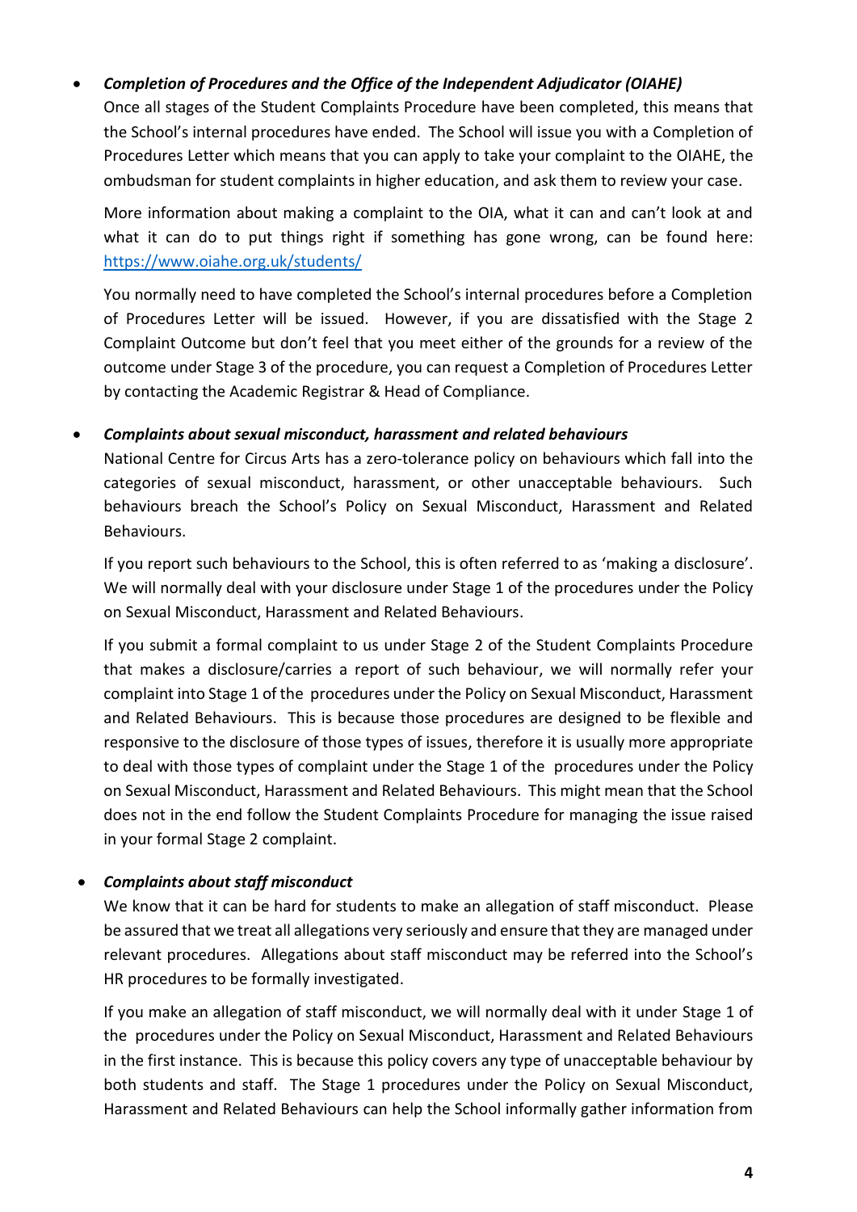- ***Completion of Procedures and the Office of the Independent Adjudicator (OIAHE)***

  Once all stages of the Student Complaints Procedure have been completed, this means that the School's internal procedures have ended. The School will issue you with a Completion of Procedures Letter which means that you can apply to take your complaint to the OIAHE, the ombudsman for student complaints in higher education, and ask them to review your case.

  More information about making a complaint to the OIA, what it can and can't look at and what it can do to put things right if something has gone wrong, can be found here: [https://www.oiahe.org.uk/students/](https://www.oiahe.org.uk/students/)

  You normally need to have completed the School's internal procedures before a Completion of Procedures Letter will be issued. However, if you are dissatisfied with the Stage 2 Complaint Outcome but don't feel that you meet either of the grounds for a review of the outcome under Stage 3 of the procedure, you can request a Completion of Procedures Letter by contacting the Academic Registrar & Head of Compliance.

- ***Complaints about sexual misconduct, harassment and related behaviours***

  National Centre for Circus Arts has a zero-tolerance policy on behaviours which fall into the categories of sexual misconduct, harassment, or other unacceptable behaviours. Such behaviours breach the School's Policy on Sexual Misconduct, Harassment and Related Behaviours.

  If you report such behaviours to the School, this is often referred to as 'making a disclosure'. We will normally deal with your disclosure under Stage 1 of the procedures under the Policy on Sexual Misconduct, Harassment and Related Behaviours.

  If you submit a formal complaint to us under Stage 2 of the Student Complaints Procedure that makes a disclosure/carries a report of such behaviour, we will normally refer your complaint into Stage 1 of the procedures under the Policy on Sexual Misconduct, Harassment and Related Behaviours. This is because those procedures are designed to be flexible and responsive to the disclosure of those types of issues, therefore it is usually more appropriate to deal with those types of complaint under the Stage 1 of the procedures under the Policy on Sexual Misconduct, Harassment and Related Behaviours. This might mean that the School does not in the end follow the Student Complaints Procedure for managing the issue raised in your formal Stage 2 complaint.

- ***Complaints about staff misconduct***

  We know that it can be hard for students to make an allegation of staff misconduct. Please be assured that we treat all allegations very seriously and ensure that they are managed under relevant procedures. Allegations about staff misconduct may be referred into the School's HR procedures to be formally investigated.

  If you make an allegation of staff misconduct, we will normally deal with it under Stage 1 of the procedures under the Policy on Sexual Misconduct, Harassment and Related Behaviours in the first instance. This is because this policy covers any type of unacceptable behaviour by both students and staff. The Stage 1 procedures under the Policy on Sexual Misconduct, Harassment and Related Behaviours can help the School informally gather information from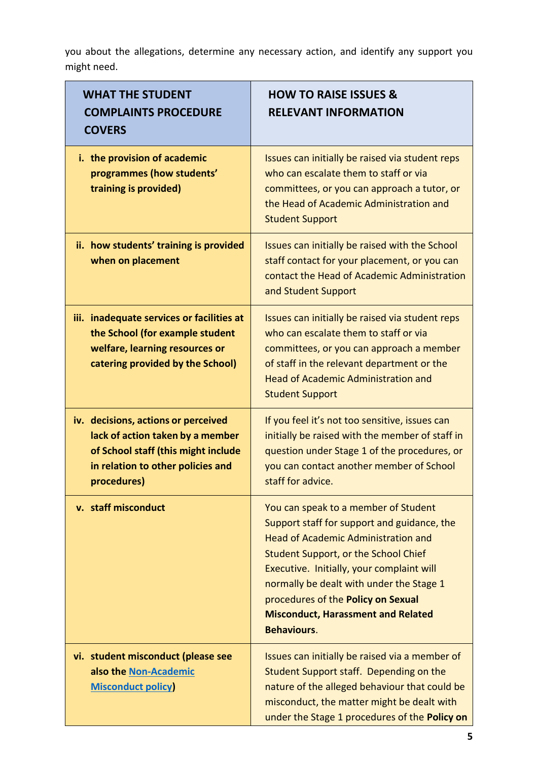you about the allegations, determine any necessary action, and identify any support you might need.

| WHAT THE STUDENT COMPLAINTS PROCEDURE COVERS | HOW TO RAISE ISSUES & RELEVANT INFORMATION |
|---|---|
| **i. the provision of academic programmes (how students' training is provided)** | Issues can initially be raised via student reps who can escalate them to staff or via committees, or you can approach a tutor, or the Head of Academic Administration and Student Support |
| **ii. how students' training is provided when on placement** | Issues can initially be raised with the School staff contact for your placement, or you can contact the Head of Academic Administration and Student Support |
| **iii. inadequate services or facilities at the School (for example student welfare, learning resources or catering provided by the School)** | Issues can initially be raised via student reps who can escalate them to staff or via committees, or you can approach a member of staff in the relevant department or the Head of Academic Administration and Student Support |
| **iv. decisions, actions or perceived lack of action taken by a member of School staff (this might include in relation to other policies and procedures)** | If you feel it's not too sensitive, issues can initially be raised with the member of staff in question under Stage 1 of the procedures, or you can contact another member of School staff for advice. |
| **v. staff misconduct** | You can speak to a member of Student Support staff for support and guidance, the Head of Academic Administration and Student Support, or the School Chief Executive. Initially, your complaint will normally be dealt with under the Stage 1 procedures of the **Policy on Sexual Misconduct, Harassment and Related Behaviours**. |
| **vi. student misconduct (please see also the Non-Academic Misconduct policy)** | Issues can initially be raised via a member of Student Support staff. Depending on the nature of the alleged behaviour that could be misconduct, the matter might be dealt with under the Stage 1 procedures of the **Policy on** |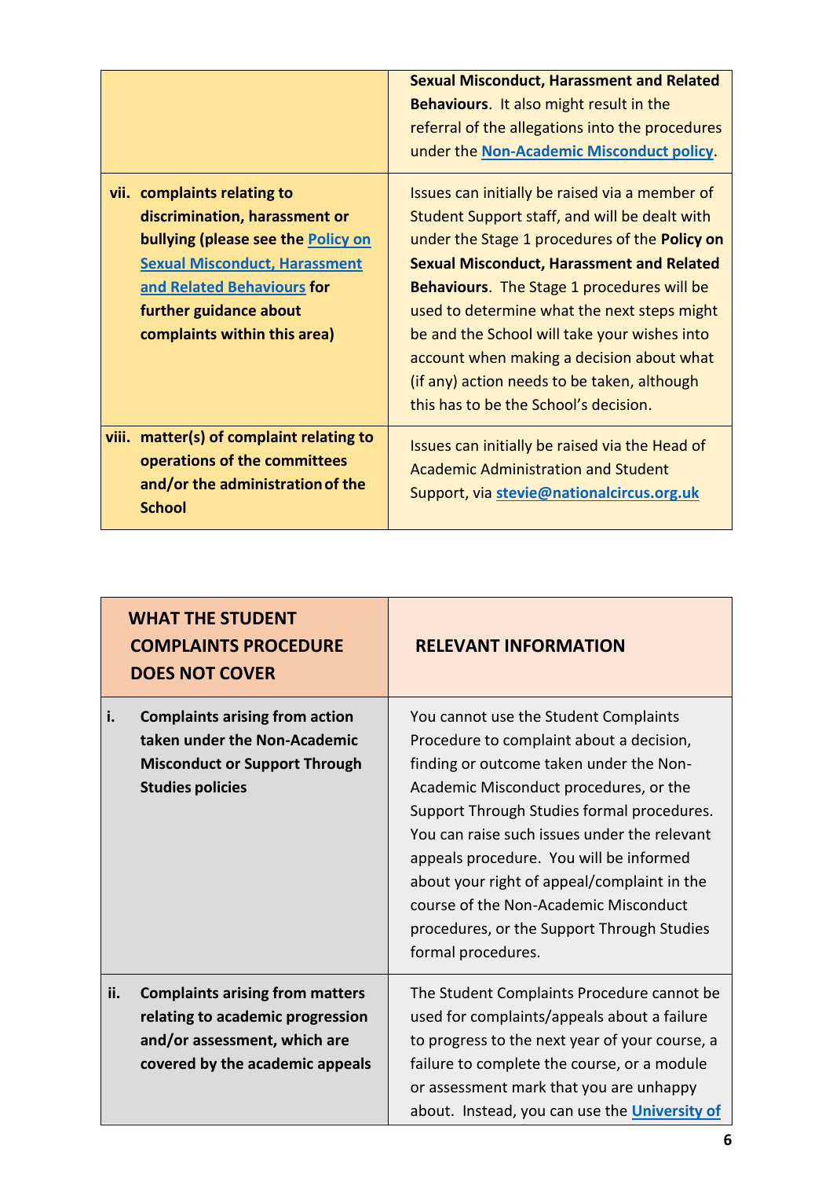| | |
|---|---|
| | **Sexual Misconduct, Harassment and Related Behaviours**. It also might result in the referral of the allegations into the procedures under the **Non-Academic Misconduct policy**. |
| **vii. complaints relating to discrimination, harassment or bullying (please see the Policy on Sexual Misconduct, Harassment and Related Behaviours for further guidance about complaints within this area)** | Issues can initially be raised via a member of Student Support staff, and will be dealt with under the Stage 1 procedures of the **Policy on Sexual Misconduct, Harassment and Related Behaviours**. The Stage 1 procedures will be used to determine what the next steps might be and the School will take your wishes into account when making a decision about what (if any) action needs to be taken, although this has to be the School's decision. |
| **viii. matter(s) of complaint relating to operations of the committees and/or the administration of the School** | Issues can initially be raised via the Head of Academic Administration and Student Support, via **stevie@nationalcircus.org.uk** |

| WHAT THE STUDENT COMPLAINTS PROCEDURE DOES NOT COVER | RELEVANT INFORMATION |
|---|---|
| **i. Complaints arising from action taken under the Non-Academic Misconduct or Support Through Studies policies** | You cannot use the Student Complaints Procedure to complaint about a decision, finding or outcome taken under the Non-Academic Misconduct procedures, or the Support Through Studies formal procedures. You can raise such issues under the relevant appeals procedure. You will be informed about your right of appeal/complaint in the course of the Non-Academic Misconduct procedures, or the Support Through Studies formal procedures. |
| **ii. Complaints arising from matters relating to academic progression and/or assessment, which are covered by the academic appeals** | The Student Complaints Procedure cannot be used for complaints/appeals about a failure to progress to the next year of your course, a failure to complete the course, or a module or assessment mark that you are unhappy about. Instead, you can use the **University of** |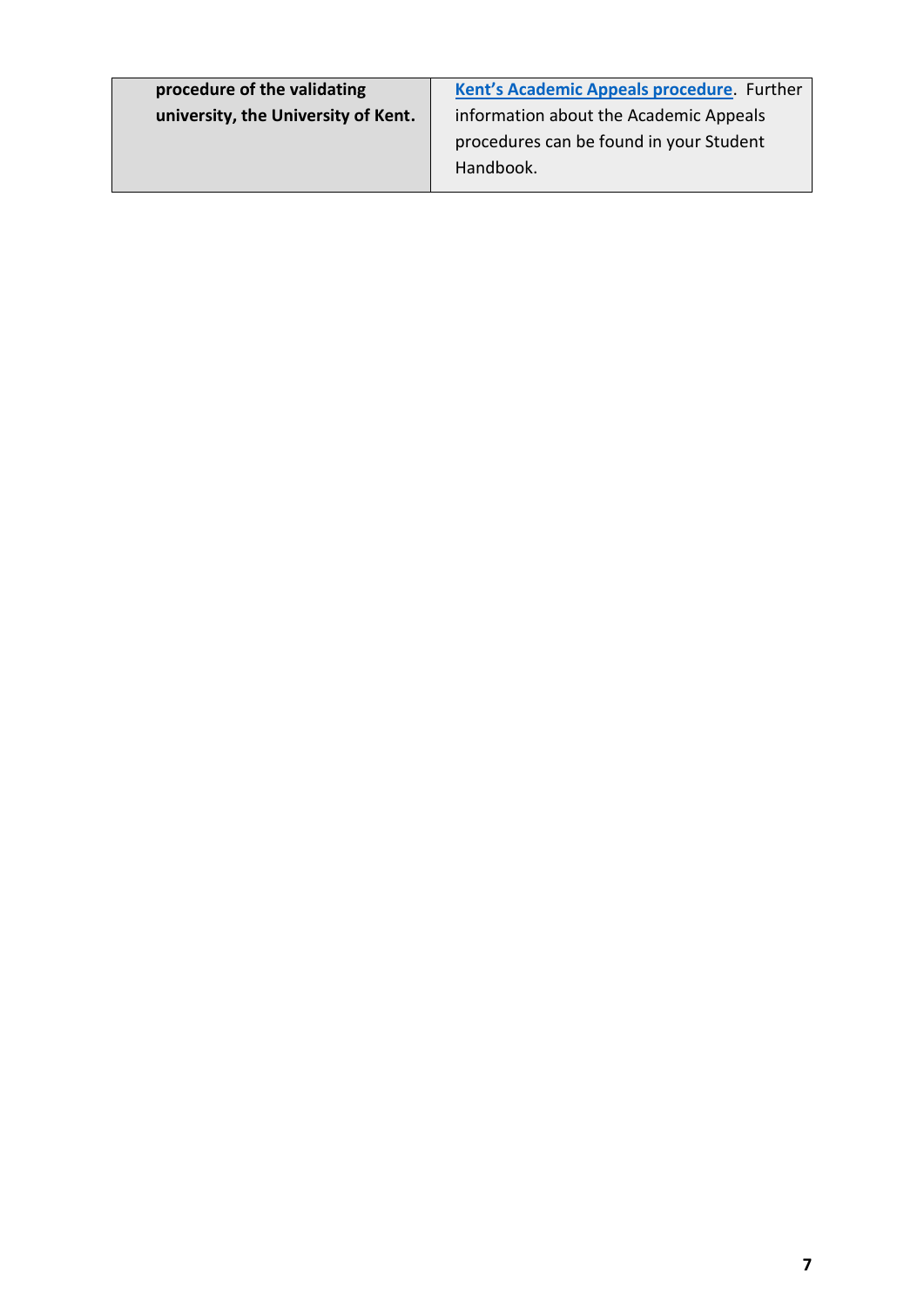| | |
|---|---|
| **procedure of the validating university, the University of Kent.** | Kent's Academic Appeals procedure. Further information about the Academic Appeals procedures can be found in your Student Handbook. |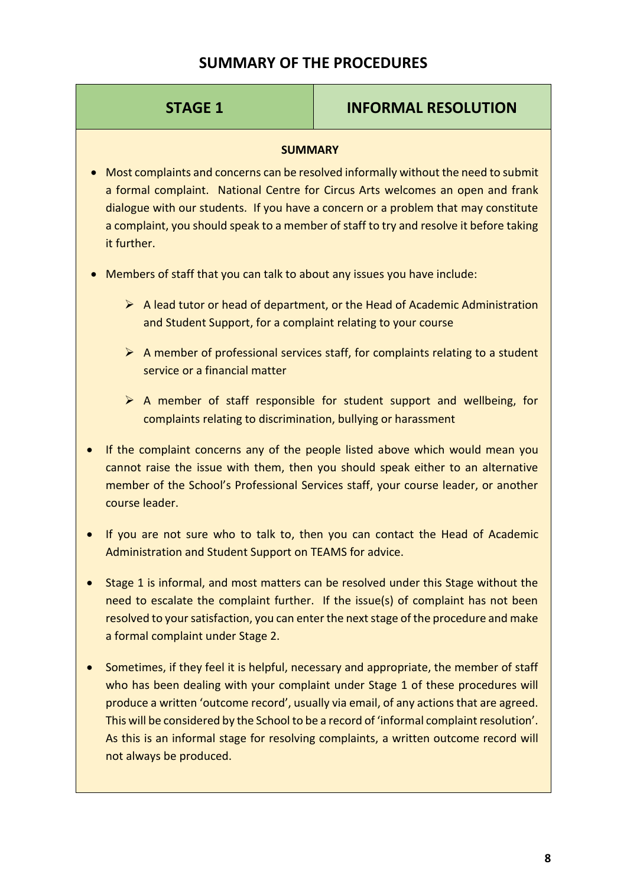# SUMMARY OF THE PROCEDURES

| STAGE 1 | INFORMAL RESOLUTION |
|---|---|

**SUMMARY**

- Most complaints and concerns can be resolved informally without the need to submit a formal complaint. National Centre for Circus Arts welcomes an open and frank dialogue with our students. If you have a concern or a problem that may constitute a complaint, you should speak to a member of staff to try and resolve it before taking it further.

- Members of staff that you can talk to about any issues you have include:

    - A lead tutor or head of department, or the Head of Academic Administration and Student Support, for a complaint relating to your course

    - A member of professional services staff, for complaints relating to a student service or a financial matter

    - A member of staff responsible for student support and wellbeing, for complaints relating to discrimination, bullying or harassment

- If the complaint concerns any of the people listed above which would mean you cannot raise the issue with them, then you should speak either to an alternative member of the School's Professional Services staff, your course leader, or another course leader.

- If you are not sure who to talk to, then you can contact the Head of Academic Administration and Student Support on TEAMS for advice.

- Stage 1 is informal, and most matters can be resolved under this Stage without the need to escalate the complaint further. If the issue(s) of complaint has not been resolved to your satisfaction, you can enter the next stage of the procedure and make a formal complaint under Stage 2.

- Sometimes, if they feel it is helpful, necessary and appropriate, the member of staff who has been dealing with your complaint under Stage 1 of these procedures will produce a written 'outcome record', usually via email, of any actions that are agreed. This will be considered by the School to be a record of 'informal complaint resolution'. As this is an informal stage for resolving complaints, a written outcome record will not always be produced.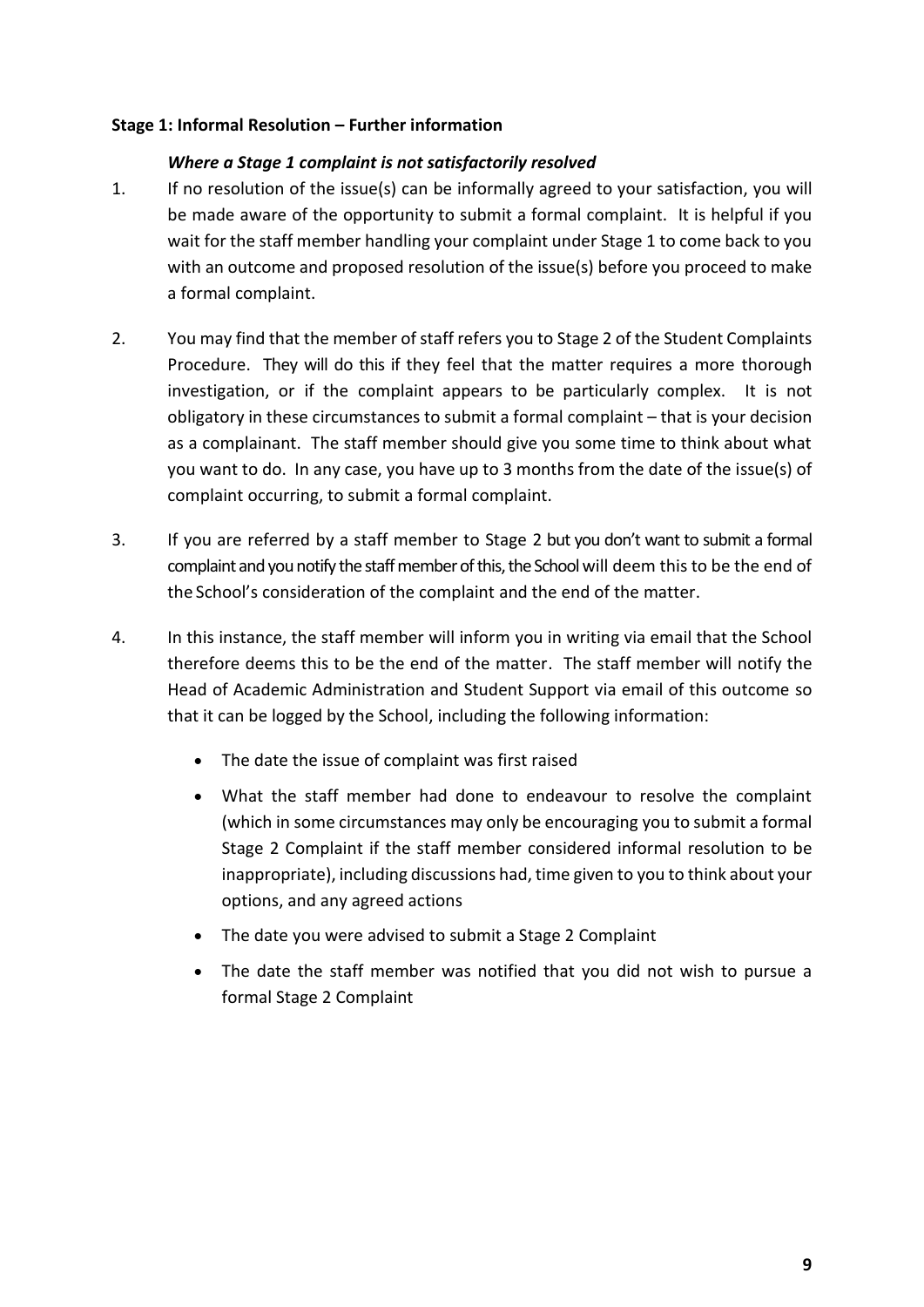**Stage 1: Informal Resolution – Further information**

***Where a Stage 1 complaint is not satisfactorily resolved***

1. If no resolution of the issue(s) can be informally agreed to your satisfaction, you will be made aware of the opportunity to submit a formal complaint. It is helpful if you wait for the staff member handling your complaint under Stage 1 to come back to you with an outcome and proposed resolution of the issue(s) before you proceed to make a formal complaint.

2. You may find that the member of staff refers you to Stage 2 of the Student Complaints Procedure. They will do this if they feel that the matter requires a more thorough investigation, or if the complaint appears to be particularly complex. It is not obligatory in these circumstances to submit a formal complaint – that is your decision as a complainant. The staff member should give you some time to think about what you want to do. In any case, you have up to 3 months from the date of the issue(s) of complaint occurring, to submit a formal complaint.

3. If you are referred by a staff member to Stage 2 but you don't want to submit a formal complaint and you notify the staff member of this, the School will deem this to be the end of the School's consideration of the complaint and the end of the matter.

4. In this instance, the staff member will inform you in writing via email that the School therefore deems this to be the end of the matter. The staff member will notify the Head of Academic Administration and Student Support via email of this outcome so that it can be logged by the School, including the following information:

   - The date the issue of complaint was first raised
   - What the staff member had done to endeavour to resolve the complaint (which in some circumstances may only be encouraging you to submit a formal Stage 2 Complaint if the staff member considered informal resolution to be inappropriate), including discussions had, time given to you to think about your options, and any agreed actions
   - The date you were advised to submit a Stage 2 Complaint
   - The date the staff member was notified that you did not wish to pursue a formal Stage 2 Complaint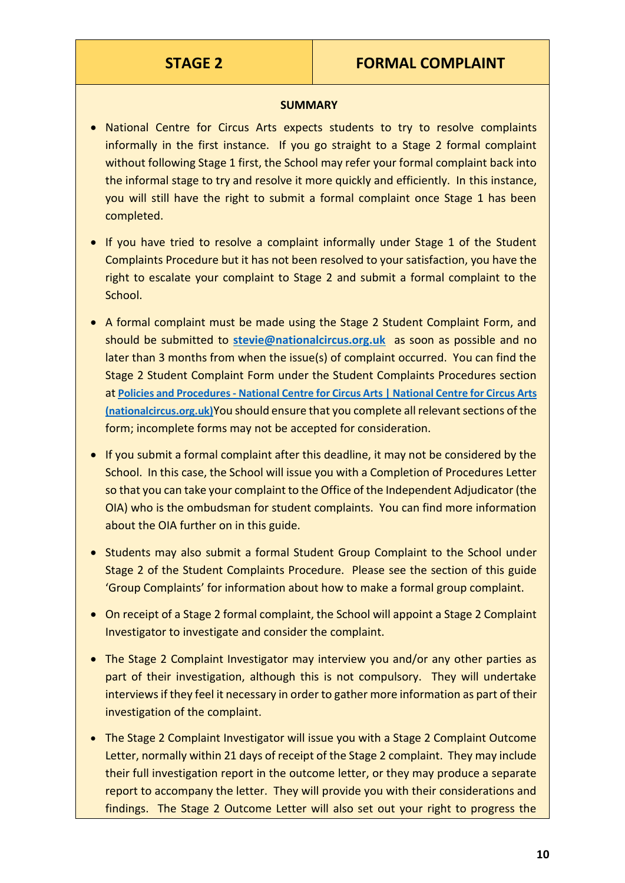| STAGE 2 | FORMAL COMPLAINT |
|---|---|

**SUMMARY**

- National Centre for Circus Arts expects students to try to resolve complaints informally in the first instance. If you go straight to a Stage 2 formal complaint without following Stage 1 first, the School may refer your formal complaint back into the informal stage to try and resolve it more quickly and efficiently. In this instance, you will still have the right to submit a formal complaint once Stage 1 has been completed.
- If you have tried to resolve a complaint informally under Stage 1 of the Student Complaints Procedure but it has not been resolved to your satisfaction, you have the right to escalate your complaint to Stage 2 and submit a formal complaint to the School.
- A formal complaint must be made using the Stage 2 Student Complaint Form, and should be submitted to **stevie@nationalcircus.org.uk** as soon as possible and no later than 3 months from when the issue(s) of complaint occurred. You can find the Stage 2 Student Complaint Form under the Student Complaints Procedures section at **Policies and Procedures - National Centre for Circus Arts | National Centre for Circus Arts (nationalcircus.org.uk)**You should ensure that you complete all relevant sections of the form; incomplete forms may not be accepted for consideration.
- If you submit a formal complaint after this deadline, it may not be considered by the School. In this case, the School will issue you with a Completion of Procedures Letter so that you can take your complaint to the Office of the Independent Adjudicator (the OIA) who is the ombudsman for student complaints. You can find more information about the OIA further on in this guide.
- Students may also submit a formal Student Group Complaint to the School under Stage 2 of the Student Complaints Procedure. Please see the section of this guide 'Group Complaints' for information about how to make a formal group complaint.
- On receipt of a Stage 2 formal complaint, the School will appoint a Stage 2 Complaint Investigator to investigate and consider the complaint.
- The Stage 2 Complaint Investigator may interview you and/or any other parties as part of their investigation, although this is not compulsory. They will undertake interviews if they feel it necessary in order to gather more information as part of their investigation of the complaint.
- The Stage 2 Complaint Investigator will issue you with a Stage 2 Complaint Outcome Letter, normally within 21 days of receipt of the Stage 2 complaint. They may include their full investigation report in the outcome letter, or they may produce a separate report to accompany the letter. They will provide you with their considerations and findings. The Stage 2 Outcome Letter will also set out your right to progress the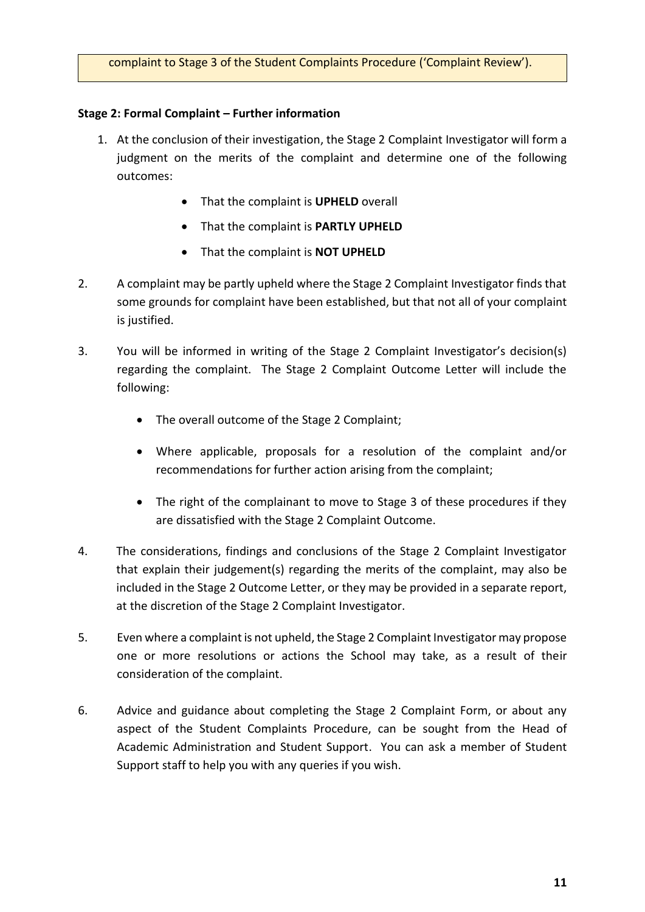complaint to Stage 3 of the Student Complaints Procedure ('Complaint Review').

**Stage 2: Formal Complaint – Further information**

1. At the conclusion of their investigation, the Stage 2 Complaint Investigator will form a judgment on the merits of the complaint and determine one of the following outcomes:
   - That the complaint is **UPHELD** overall
   - That the complaint is **PARTLY UPHELD**
   - That the complaint is **NOT UPHELD**

2. A complaint may be partly upheld where the Stage 2 Complaint Investigator finds that some grounds for complaint have been established, but that not all of your complaint is justified.

3. You will be informed in writing of the Stage 2 Complaint Investigator's decision(s) regarding the complaint. The Stage 2 Complaint Outcome Letter will include the following:
   - The overall outcome of the Stage 2 Complaint;
   - Where applicable, proposals for a resolution of the complaint and/or recommendations for further action arising from the complaint;
   - The right of the complainant to move to Stage 3 of these procedures if they are dissatisfied with the Stage 2 Complaint Outcome.

4. The considerations, findings and conclusions of the Stage 2 Complaint Investigator that explain their judgement(s) regarding the merits of the complaint, may also be included in the Stage 2 Outcome Letter, or they may be provided in a separate report, at the discretion of the Stage 2 Complaint Investigator.

5. Even where a complaint is not upheld, the Stage 2 Complaint Investigator may propose one or more resolutions or actions the School may take, as a result of their consideration of the complaint.

6. Advice and guidance about completing the Stage 2 Complaint Form, or about any aspect of the Student Complaints Procedure, can be sought from the Head of Academic Administration and Student Support. You can ask a member of Student Support staff to help you with any queries if you wish.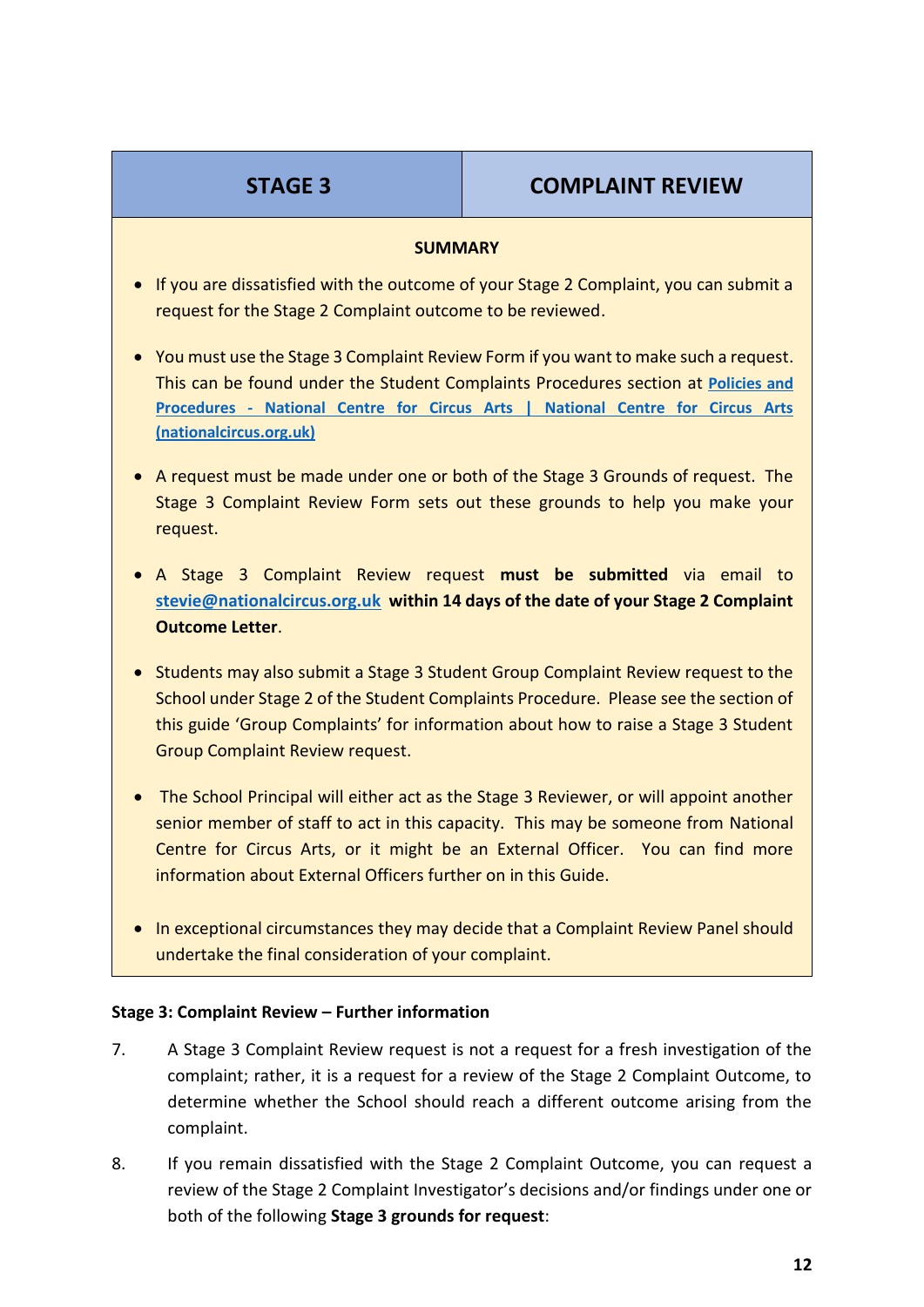| STAGE 3 | COMPLAINT REVIEW |
|---|---|

**SUMMARY**

- If you are dissatisfied with the outcome of your Stage 2 Complaint, you can submit a request for the Stage 2 Complaint outcome to be reviewed.
- You must use the Stage 3 Complaint Review Form if you want to make such a request. This can be found under the Student Complaints Procedures section at [Policies and Procedures - National Centre for Circus Arts | National Centre for Circus Arts (nationalcircus.org.uk)](nationalcircus.org.uk)
- A request must be made under one or both of the Stage 3 Grounds of request. The Stage 3 Complaint Review Form sets out these grounds to help you make your request.
- A Stage 3 Complaint Review request **must be submitted** via email to stevie@nationalcircus.org.uk **within 14 days of the date of your Stage 2 Complaint Outcome Letter**.
- Students may also submit a Stage 3 Student Group Complaint Review request to the School under Stage 2 of the Student Complaints Procedure. Please see the section of this guide 'Group Complaints' for information about how to raise a Stage 3 Student Group Complaint Review request.
- The School Principal will either act as the Stage 3 Reviewer, or will appoint another senior member of staff to act in this capacity. This may be someone from National Centre for Circus Arts, or it might be an External Officer. You can find more information about External Officers further on in this Guide.
- In exceptional circumstances they may decide that a Complaint Review Panel should undertake the final consideration of your complaint.

**Stage 3: Complaint Review – Further information**

7. A Stage 3 Complaint Review request is not a request for a fresh investigation of the complaint; rather, it is a request for a review of the Stage 2 Complaint Outcome, to determine whether the School should reach a different outcome arising from the complaint.

8. If you remain dissatisfied with the Stage 2 Complaint Outcome, you can request a review of the Stage 2 Complaint Investigator's decisions and/or findings under one or both of the following **Stage 3 grounds for request**: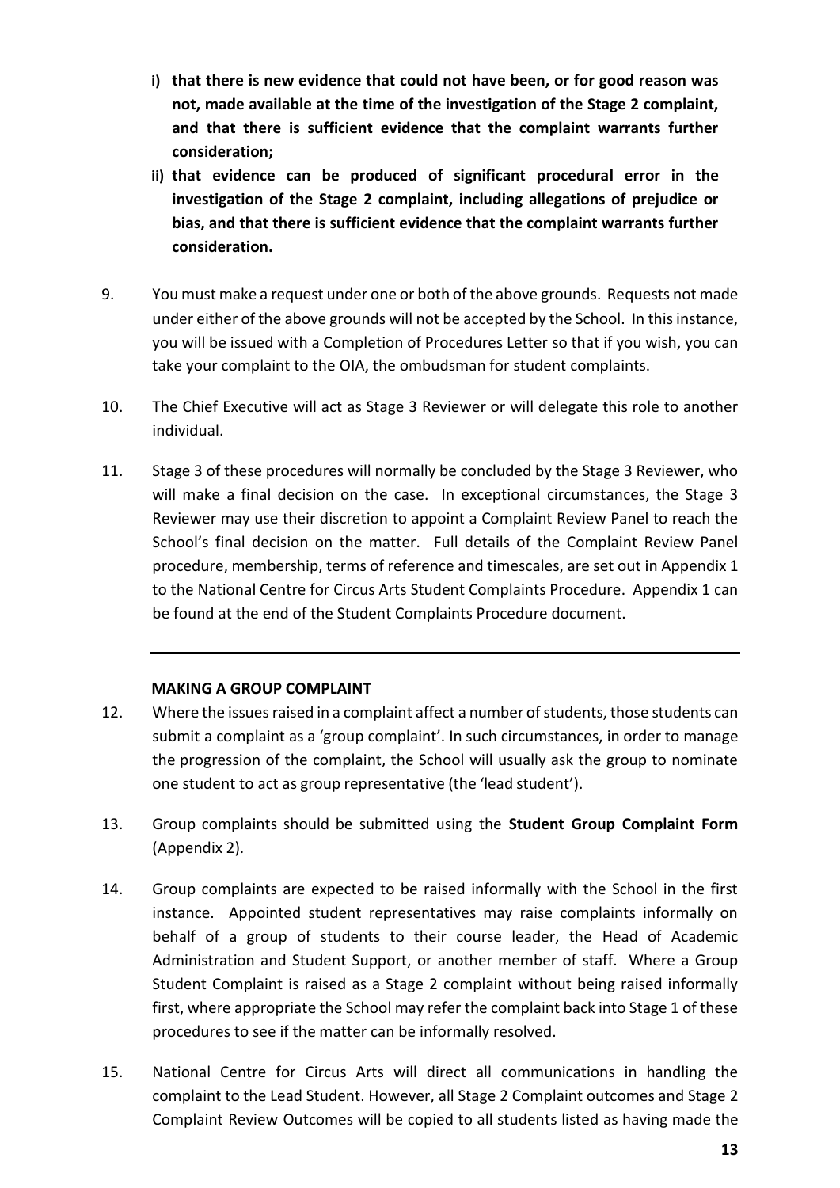i) **that there is new evidence that could not have been, or for good reason was not, made available at the time of the investigation of the Stage 2 complaint, and that there is sufficient evidence that the complaint warrants further consideration;**

ii) **that evidence can be produced of significant procedural error in the investigation of the Stage 2 complaint, including allegations of prejudice or bias, and that there is sufficient evidence that the complaint warrants further consideration.**

9. You must make a request under one or both of the above grounds. Requests not made under either of the above grounds will not be accepted by the School. In this instance, you will be issued with a Completion of Procedures Letter so that if you wish, you can take your complaint to the OIA, the ombudsman for student complaints.

10. The Chief Executive will act as Stage 3 Reviewer or will delegate this role to another individual.

11. Stage 3 of these procedures will normally be concluded by the Stage 3 Reviewer, who will make a final decision on the case. In exceptional circumstances, the Stage 3 Reviewer may use their discretion to appoint a Complaint Review Panel to reach the School's final decision on the matter. Full details of the Complaint Review Panel procedure, membership, terms of reference and timescales, are set out in Appendix 1 to the National Centre for Circus Arts Student Complaints Procedure. Appendix 1 can be found at the end of the Student Complaints Procedure document.

---

### MAKING A GROUP COMPLAINT

12. Where the issues raised in a complaint affect a number of students, those students can submit a complaint as a 'group complaint'. In such circumstances, in order to manage the progression of the complaint, the School will usually ask the group to nominate one student to act as group representative (the 'lead student').

13. Group complaints should be submitted using the **Student Group Complaint Form** (Appendix 2).

14. Group complaints are expected to be raised informally with the School in the first instance. Appointed student representatives may raise complaints informally on behalf of a group of students to their course leader, the Head of Academic Administration and Student Support, or another member of staff. Where a Group Student Complaint is raised as a Stage 2 complaint without being raised informally first, where appropriate the School may refer the complaint back into Stage 1 of these procedures to see if the matter can be informally resolved.

15. National Centre for Circus Arts will direct all communications in handling the complaint to the Lead Student. However, all Stage 2 Complaint outcomes and Stage 2 Complaint Review Outcomes will be copied to all students listed as having made the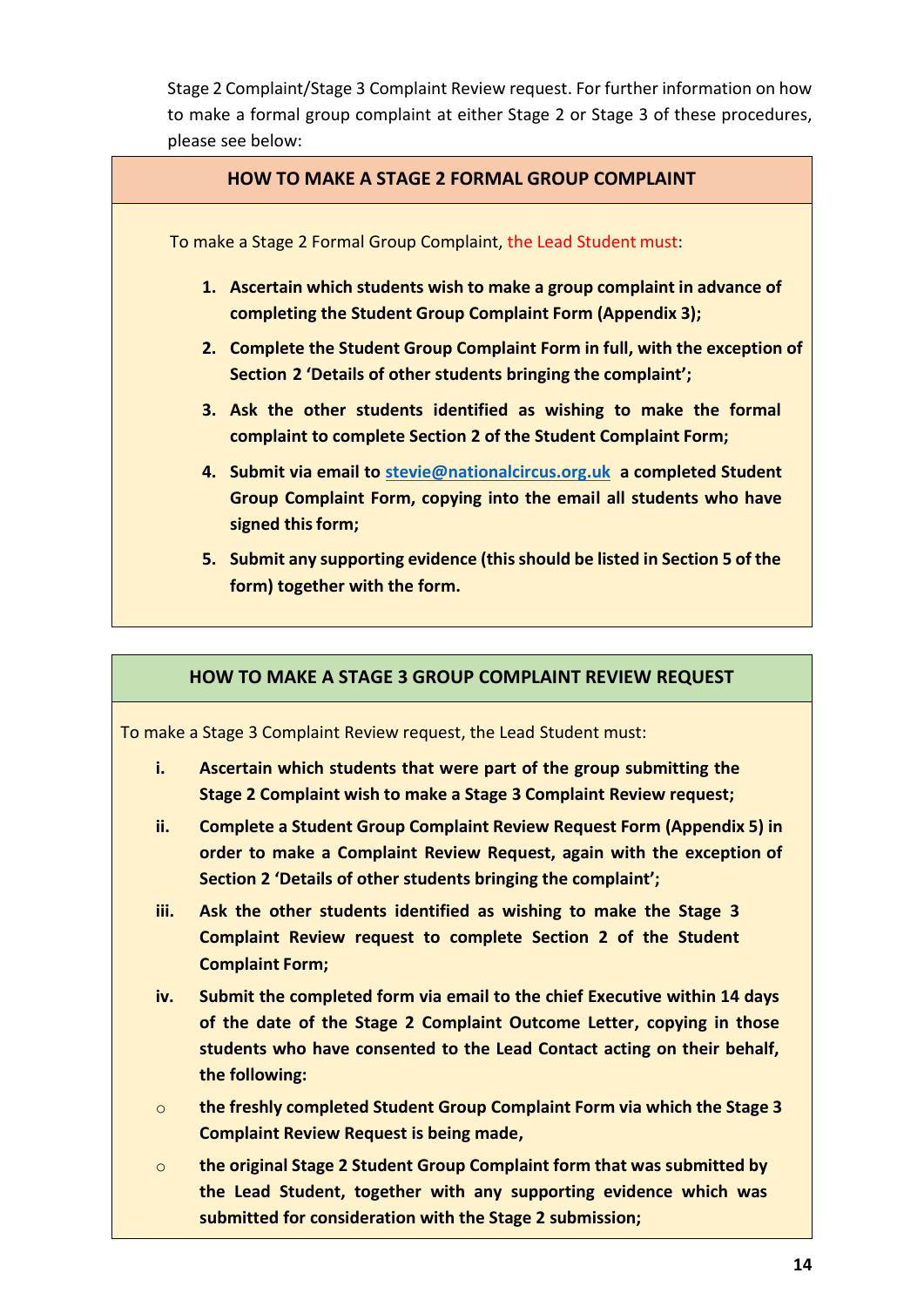Stage 2 Complaint/Stage 3 Complaint Review request. For further information on how to make a formal group complaint at either Stage 2 or Stage 3 of these procedures, please see below:

### HOW TO MAKE A STAGE 2 FORMAL GROUP COMPLAINT

To make a Stage 2 Formal Group Complaint, the Lead Student must:

1. **Ascertain which students wish to make a group complaint in advance of completing the Student Group Complaint Form (Appendix 3);**
2. **Complete the Student Group Complaint Form in full, with the exception of Section 2 'Details of other students bringing the complaint';**
3. **Ask the other students identified as wishing to make the formal complaint to complete Section 2 of the Student Complaint Form;**
4. **Submit via email to stevie@nationalcircus.org.uk a completed Student Group Complaint Form, copying into the email all students who have signed this form;**
5. **Submit any supporting evidence (this should be listed in Section 5 of the form) together with the form.**

### HOW TO MAKE A STAGE 3 GROUP COMPLAINT REVIEW REQUEST

To make a Stage 3 Complaint Review request, the Lead Student must:

i. **Ascertain which students that were part of the group submitting the Stage 2 Complaint wish to make a Stage 3 Complaint Review request;**

ii. **Complete a Student Group Complaint Review Request Form (Appendix 5) in order to make a Complaint Review Request, again with the exception of Section 2 'Details of other students bringing the complaint';**

iii. **Ask the other students identified as wishing to make the Stage 3 Complaint Review request to complete Section 2 of the Student Complaint Form;**

iv. **Submit the completed form via email to the chief Executive within 14 days of the date of the Stage 2 Complaint Outcome Letter, copying in those students who have consented to the Lead Contact acting on their behalf, the following:**

- **the freshly completed Student Group Complaint Form via which the Stage 3 Complaint Review Request is being made,**
- **the original Stage 2 Student Group Complaint form that was submitted by the Lead Student, together with any supporting evidence which was submitted for consideration with the Stage 2 submission;**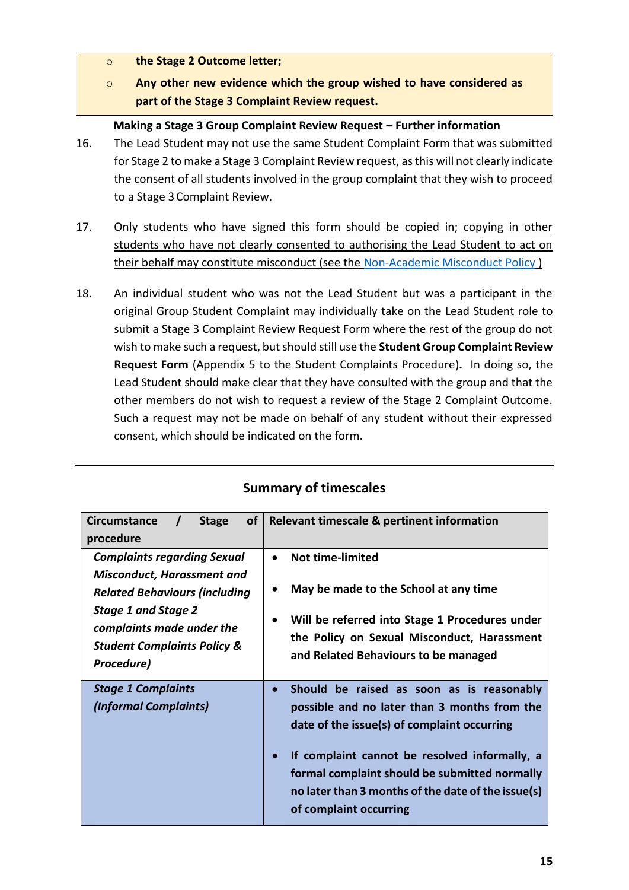- o **the Stage 2 Outcome letter;**
- o **Any other new evidence which the group wished to have considered as part of the Stage 3 Complaint Review request.**

**Making a Stage 3 Group Complaint Review Request – Further information**

16. The Lead Student may not use the same Student Complaint Form that was submitted for Stage 2 to make a Stage 3 Complaint Review request, as this will not clearly indicate the consent of all students involved in the group complaint that they wish to proceed to a Stage 3 Complaint Review.

17. Only students who have signed this form should be copied in; copying in other students who have not clearly consented to authorising the Lead Student to act on their behalf may constitute misconduct (see the Non-Academic Misconduct Policy )

18. An individual student who was not the Lead Student but was a participant in the original Group Student Complaint may individually take on the Lead Student role to submit a Stage 3 Complaint Review Request Form where the rest of the group do not wish to make such a request, but should still use the **Student Group Complaint Review Request Form** (Appendix 5 to the Student Complaints Procedure)**.** In doing so, the Lead Student should make clear that they have consulted with the group and that the other members do not wish to request a review of the Stage 2 Complaint Outcome. Such a request may not be made on behalf of any student without their expressed consent, which should be indicated on the form.

---

## Summary of timescales

| Circumstance / Stage of procedure | Relevant timescale & pertinent information |
|---|---|
| ***Complaints regarding Sexual Misconduct, Harassment and Related Behaviours (including Stage 1 and Stage 2 complaints made under the Student Complaints Policy & Procedure)*** | • **Not time-limited**<br>• **May be made to the School at any time**<br>• **Will be referred into Stage 1 Procedures under the Policy on Sexual Misconduct, Harassment and Related Behaviours to be managed** |
| ***Stage 1 Complaints (Informal Complaints)*** | • **Should be raised as soon as is reasonably possible and no later than 3 months from the date of the issue(s) of complaint occurring**<br>• **If complaint cannot be resolved informally, a formal complaint should be submitted normally no later than 3 months of the date of the issue(s) of complaint occurring** |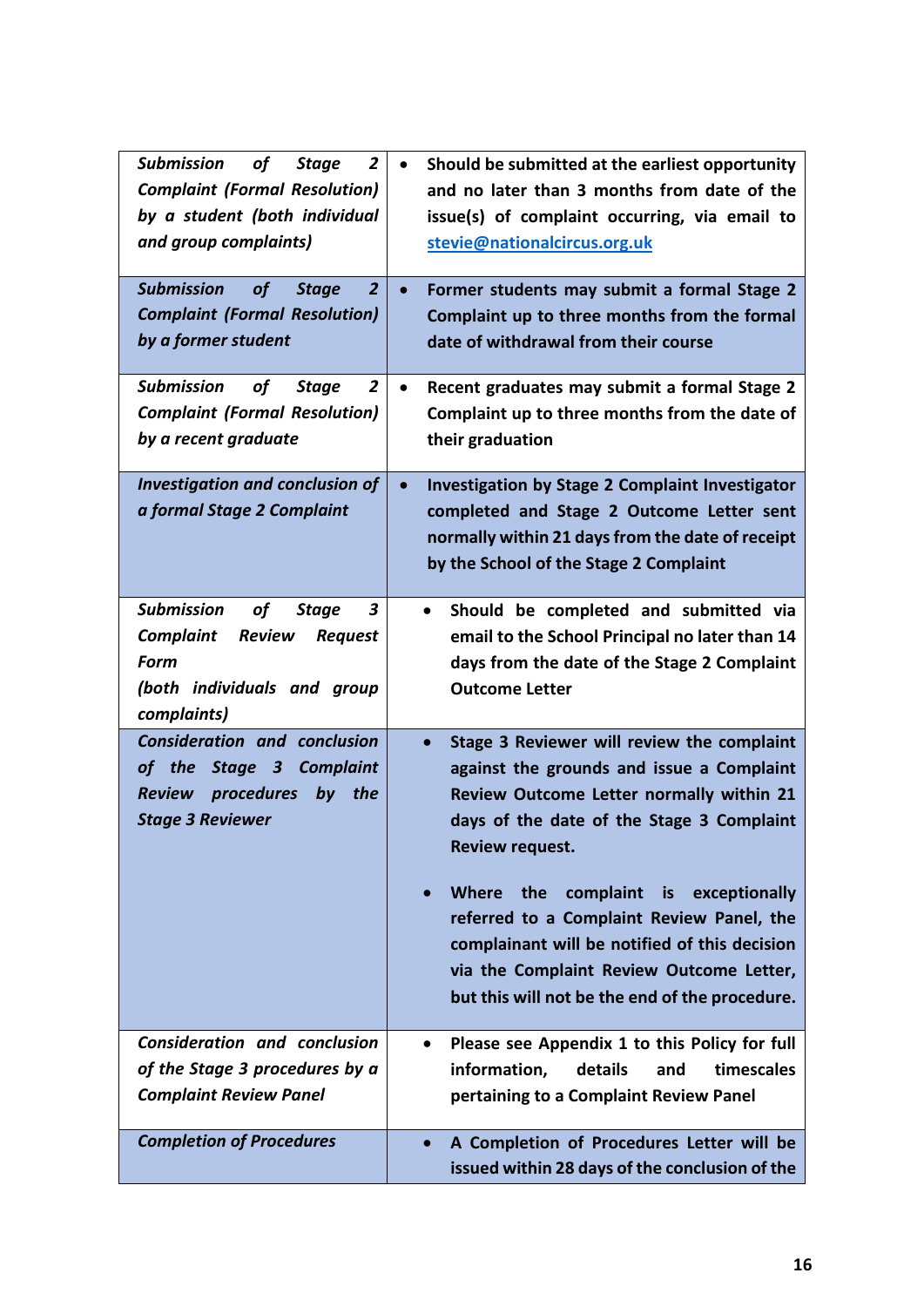| | |
|---|---|
| *Submission of Stage 2 Complaint (Formal Resolution) by a student (both individual and group complaints)* | • **Should be submitted at the earliest opportunity and no later than 3 months from date of the issue(s) of complaint occurring, via email to [stevie@nationalcircus.org.uk](mailto:stevie@nationalcircus.org.uk)** |
| *Submission of Stage 2 Complaint (Formal Resolution) by a former student* | • **Former students may submit a formal Stage 2 Complaint up to three months from the formal date of withdrawal from their course** |
| *Submission of Stage 2 Complaint (Formal Resolution) by a recent graduate* | • **Recent graduates may submit a formal Stage 2 Complaint up to three months from the date of their graduation** |
| *Investigation and conclusion of a formal Stage 2 Complaint* | • **Investigation by Stage 2 Complaint Investigator completed and Stage 2 Outcome Letter sent normally within 21 days from the date of receipt by the School of the Stage 2 Complaint** |
| *Submission of Stage 3 Complaint Review Request Form (both individuals and group complaints)* | • **Should be completed and submitted via email to the School Principal no later than 14 days from the date of the Stage 2 Complaint Outcome Letter** |
| *Consideration and conclusion of the Stage 3 Complaint Review procedures by the Stage 3 Reviewer* | • **Stage 3 Reviewer will review the complaint against the grounds and issue a Complaint Review Outcome Letter normally within 21 days of the date of the Stage 3 Complaint Review request.** <br><br> • **Where the complaint is exceptionally referred to a Complaint Review Panel, the complainant will be notified of this decision via the Complaint Review Outcome Letter, but this will not be the end of the procedure.** |
| *Consideration and conclusion of the Stage 3 procedures by a Complaint Review Panel* | • **Please see Appendix 1 to this Policy for full information, details and timescales pertaining to a Complaint Review Panel** |
| *Completion of Procedures* | • **A Completion of Procedures Letter will be issued within 28 days of the conclusion of the** |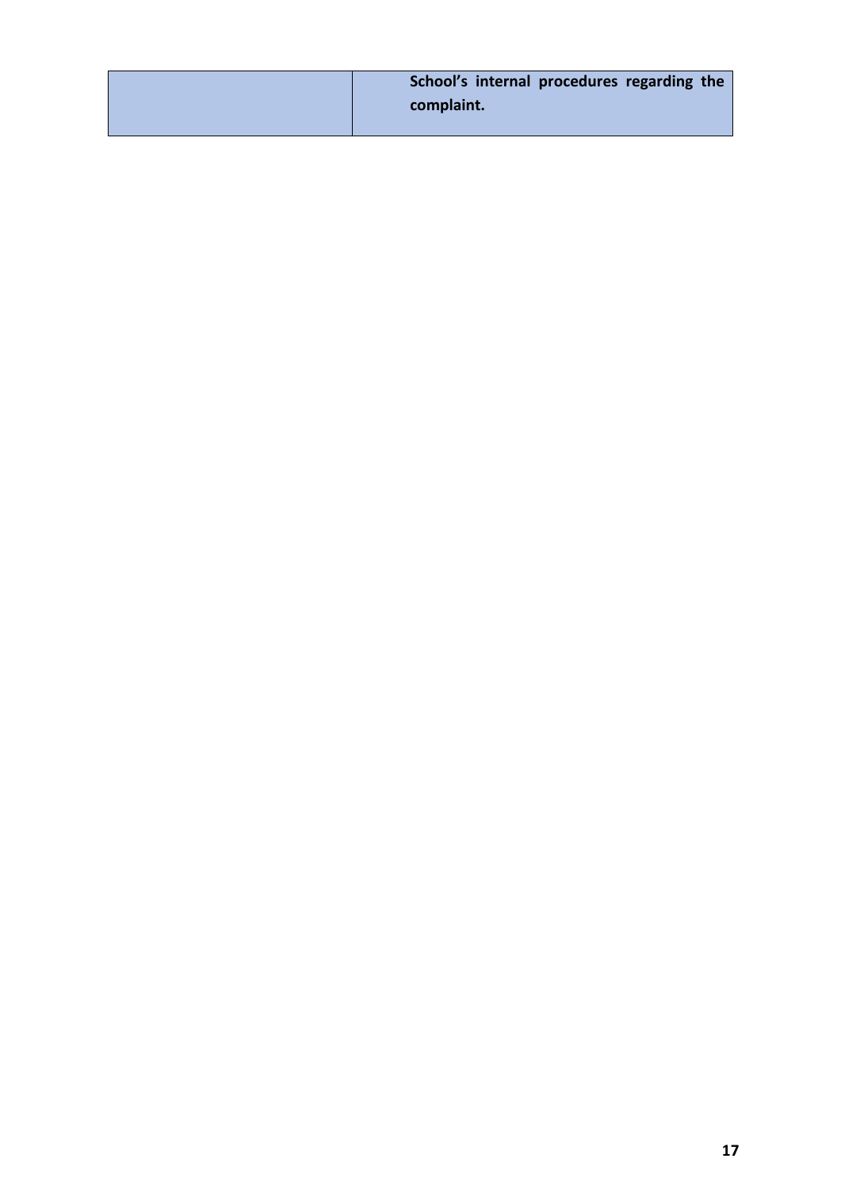| | |
|---|---|
| | **School's internal procedures regarding the complaint.** |